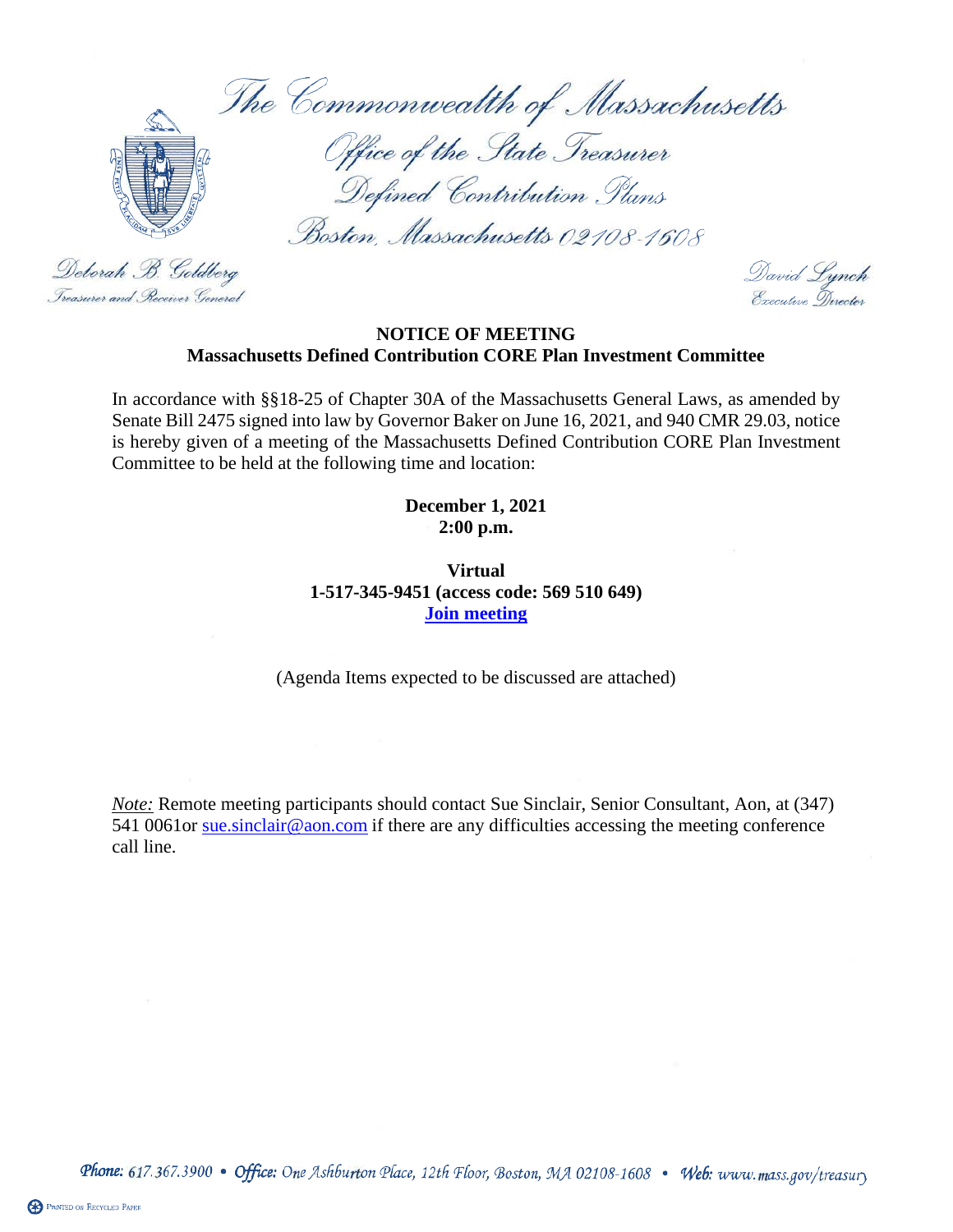The Commonwealth of Massachusetts

Office of the State Treasurer
Defined Contribution Plans
Boston, Massachusetts 02108-1608

Deborah B. Goldberg
Treasurer and Receiver General

David Lynch
Executive Director

**NOTICE OF MEETING**
**Massachusetts Defined Contribution CORE Plan Investment Committee**

In accordance with §§18-25 of Chapter 30A of the Massachusetts General Laws, as amended by Senate Bill 2475 signed into law by Governor Baker on June 16, 2021, and 940 CMR 29.03, notice is hereby given of a meeting of the Massachusetts Defined Contribution CORE Plan Investment Committee to be held at the following time and location:

**December 1, 2021**
**2:00 p.m.**

**Virtual**
**1-517-345-9451 (access code: 569 510 649)**
**Join meeting**

(Agenda Items expected to be discussed are attached)

*Note:* Remote meeting participants should contact Sue Sinclair, Senior Consultant, Aon, at (347) 541 0061or sue.sinclair@aon.com if there are any difficulties accessing the meeting conference call line.

Phone: 617.367.3900 • Office: One Ashburton Place, 12th Floor, Boston, MA 02108-1608 • Web: www.mass.gov/treasury

PRINTED ON RECYCLED PAPER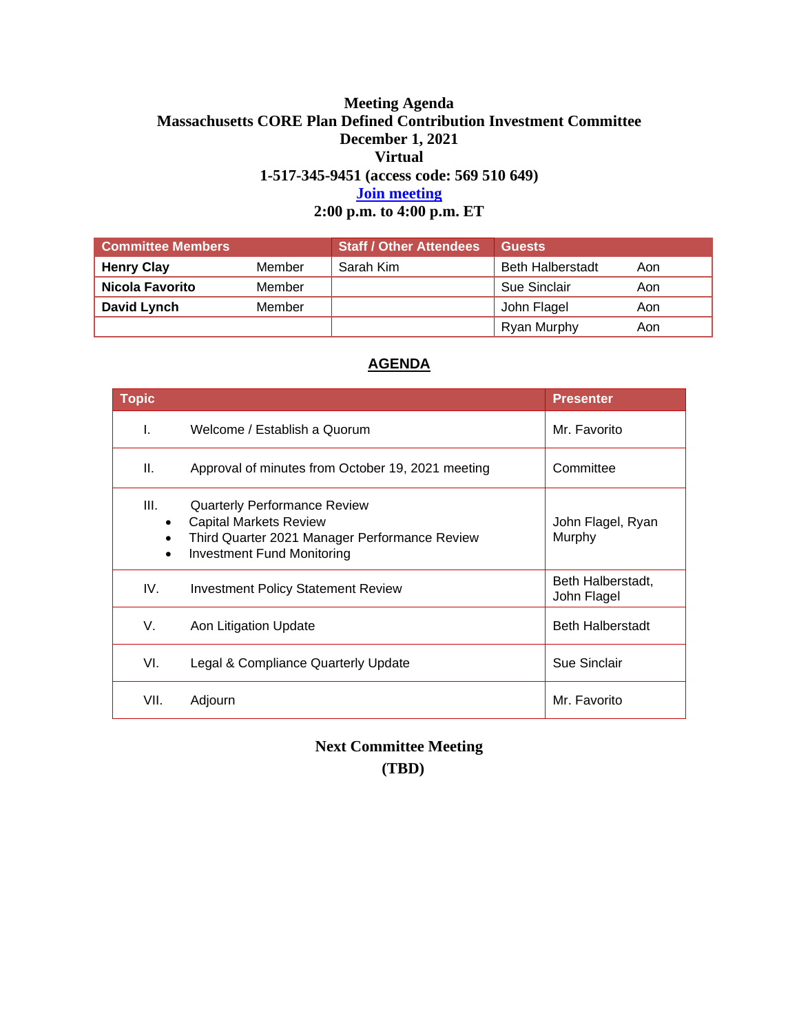**Meeting Agenda**
**Massachusetts CORE Plan Defined Contribution Investment Committee**
**December 1, 2021**
**Virtual**
**1-517-345-9451 (access code: 569 510 649)**
**Join meeting**
**2:00 p.m. to 4:00 p.m. ET**

| Committee Members | | Staff / Other Attendees | Guests | |
|---|---|---|---|---|
| **Henry Clay** | Member | Sarah Kim | Beth Halberstadt | Aon |
| **Nicola Favorito** | Member | | Sue Sinclair | Aon |
| **David Lynch** | Member | | John Flagel | Aon |
| | | | Ryan Murphy | Aon |

## AGENDA

| Topic | | Presenter |
|---|---|---|
| I. | Welcome / Establish a Quorum | Mr. Favorito |
| II. | Approval of minutes from October 19, 2021 meeting | Committee |
| III. | Quarterly Performance Review<br>• Capital Markets Review<br>• Third Quarter 2021 Manager Performance Review<br>• Investment Fund Monitoring | John Flagel, Ryan Murphy |
| IV. | Investment Policy Statement Review | Beth Halberstadt, John Flagel |
| V. | Aon Litigation Update | Beth Halberstadt |
| VI. | Legal & Compliance Quarterly Update | Sue Sinclair |
| VII. | Adjourn | Mr. Favorito |

**Next Committee Meeting**
**(TBD)**